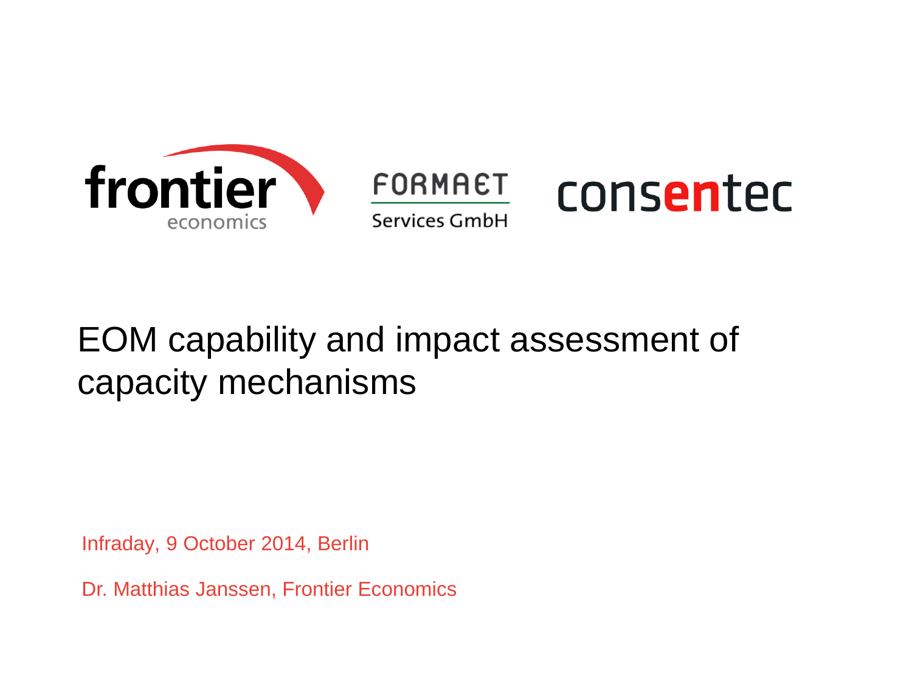frontier economics

FORMAET Services GmbH

consentec

# EOM capability and impact assessment of capacity mechanisms

Infraday, 9 October 2014, Berlin

Dr. Matthias Janssen, Frontier Economics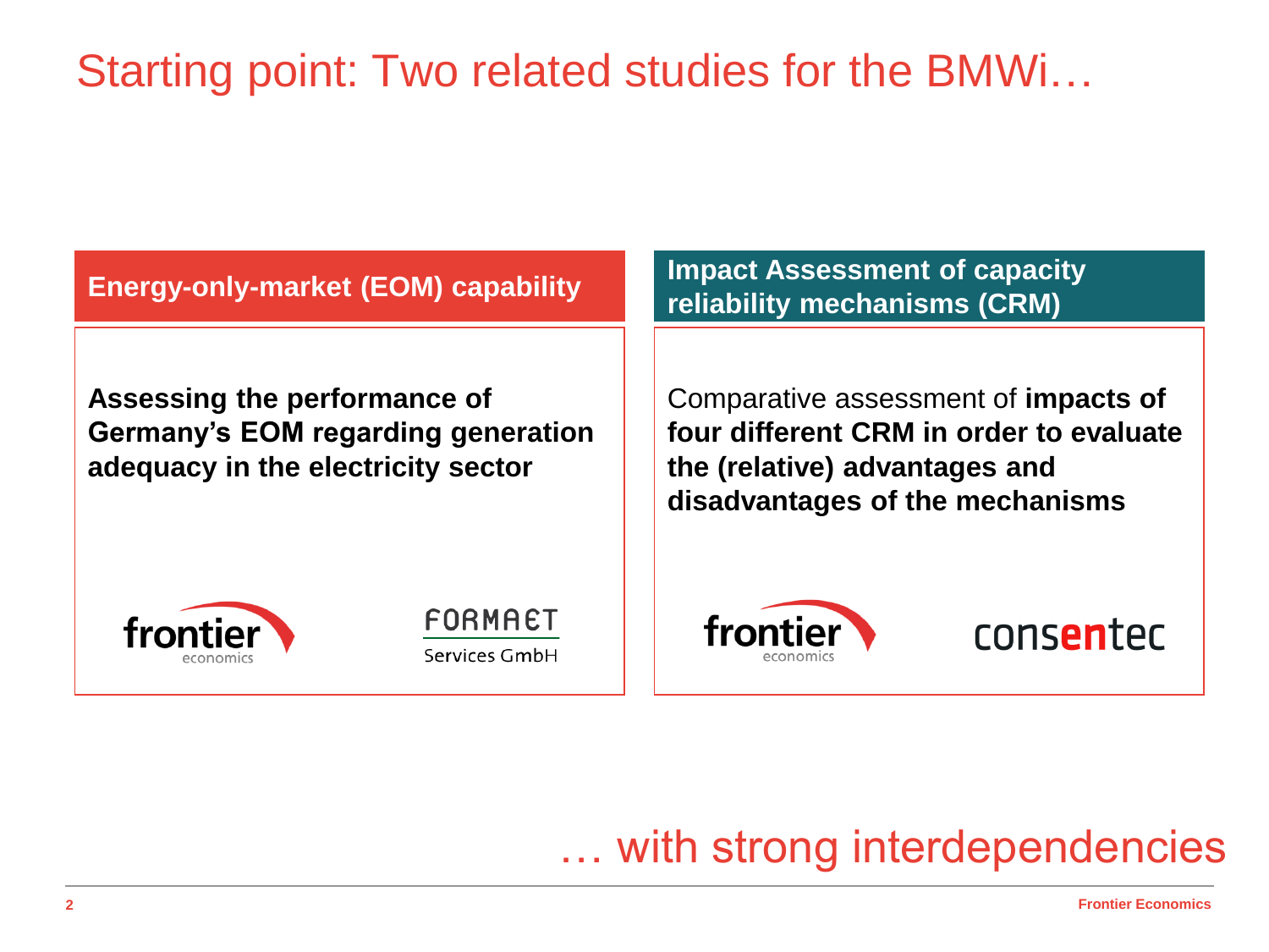# Starting point: Two related studies for the BMWi…

## Energy-only-market (EOM) capability

**Assessing the performance of Germany's EOM regarding generation adequacy in the electricity sector**

frontier economics

FORMAET Services GmbH

## Impact Assessment of capacity reliability mechanisms (CRM)

Comparative assessment of **impacts of four different CRM in order to evaluate the (relative) advantages and disadvantages of the mechanisms**

frontier economics

consentec

… with strong interdependencies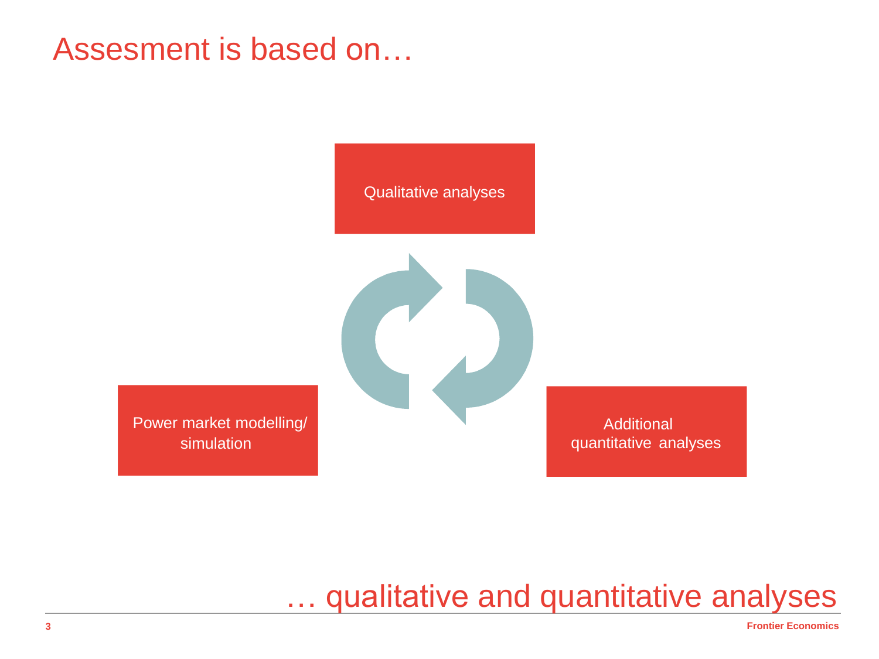# Assesment is based on…

Qualitative analyses

Power market modelling/ simulation

Additional quantitative analyses

… qualitative and quantitative analyses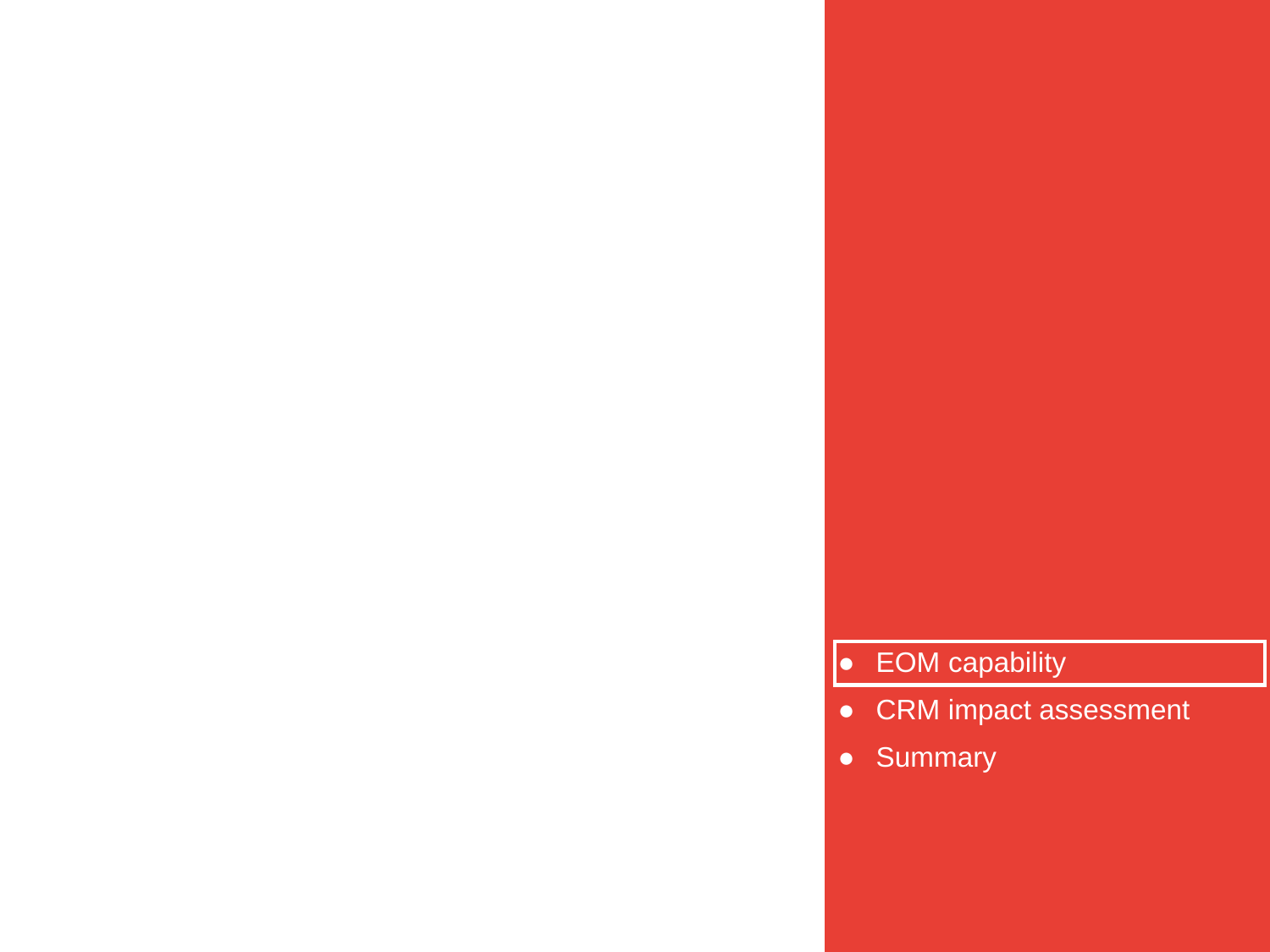- EOM capability
- CRM impact assessment
- Summary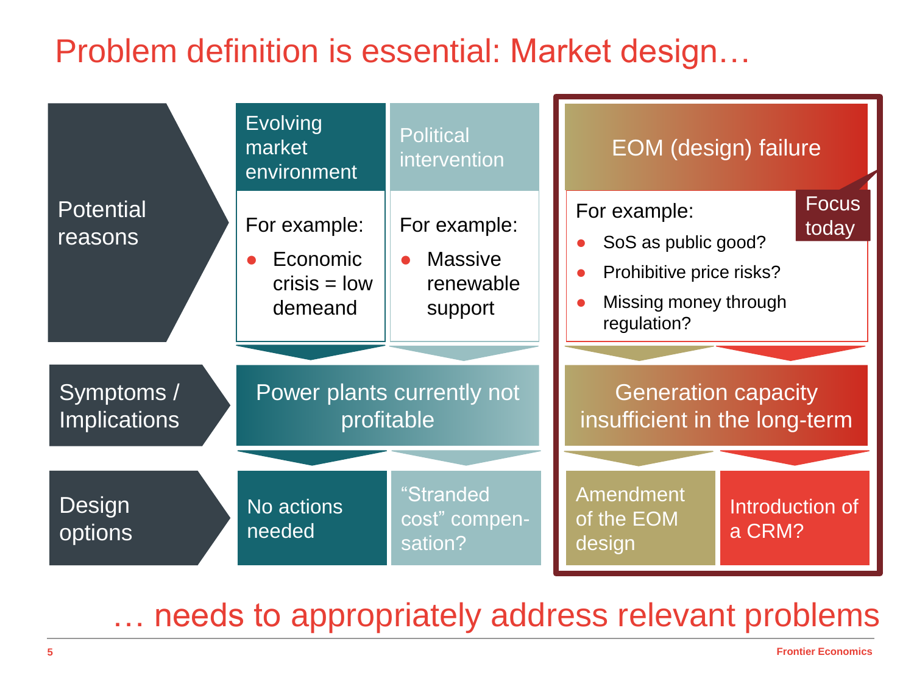# Problem definition is essential: Market design…

| | Evolving market environment | Political intervention | EOM (design) failure (Focus today) | |
|---|---|---|---|---|
| **Potential reasons** | For example: <br>● Economic crisis = low demeand | For example: <br>● Massive renewable support | For example: <br>● SoS as public good? <br>● Prohibitive price risks? <br>● Missing money through regulation? | |
| **Symptoms / Implications** | Power plants currently not profitable | | Generation capacity insufficient in the long-term | |
| **Design options** | No actions needed | "Stranded cost" compen-sation? | Amendment of the EOM design | Introduction of a CRM? |

… needs to appropriately address relevant problems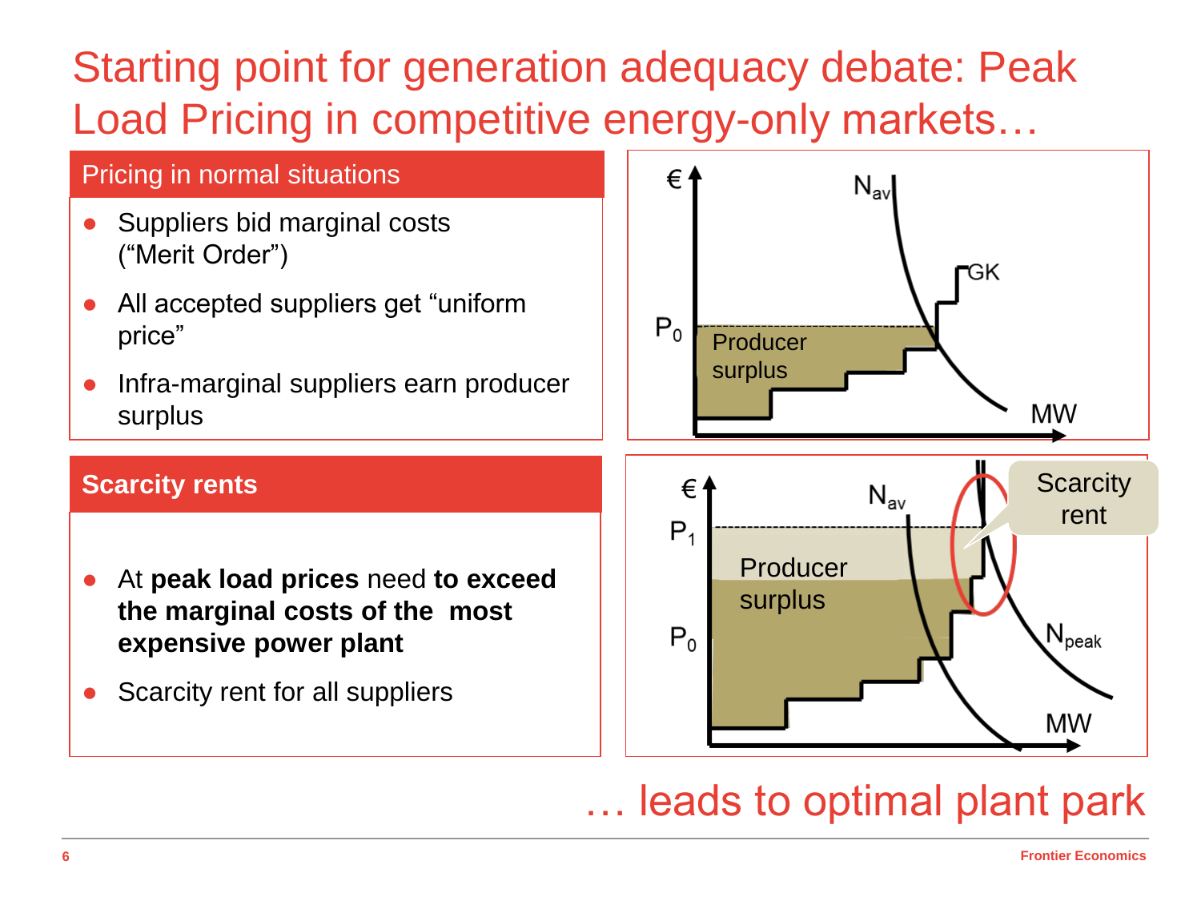# Starting point for generation adequacy debate: Peak Load Pricing in competitive energy-only markets…

## Pricing in normal situations

- Suppliers bid marginal costs ("Merit Order")
- All accepted suppliers get "uniform price"
- Infra-marginal suppliers earn producer surplus

## Scarcity rents

- At **peak load prices** need **to exceed the marginal costs of the most expensive power plant**
- Scarcity rent for all suppliers

… leads to optimal plant park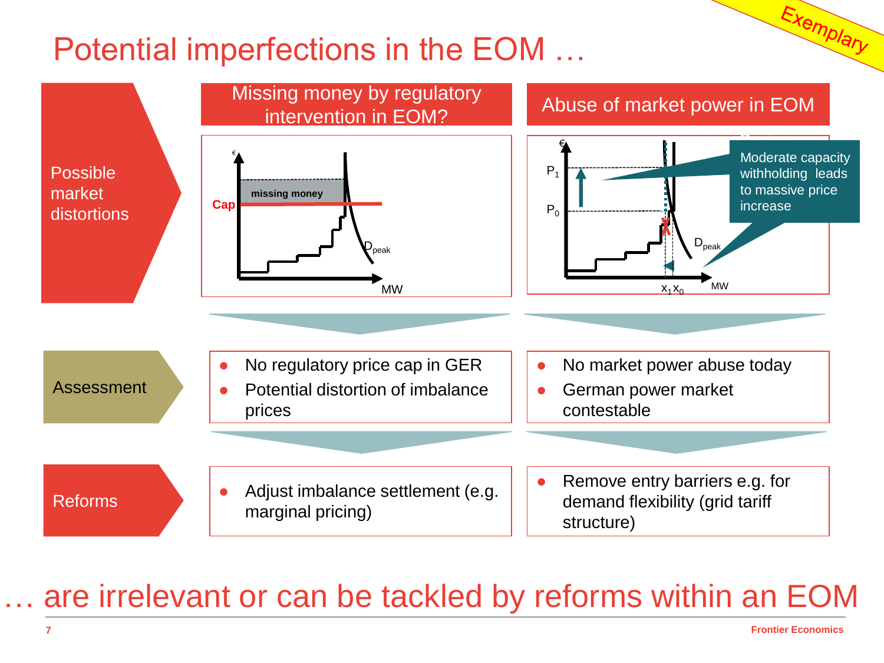# Potential imperfections in the EOM …

*Exemplary*

| | Missing money by regulatory intervention in EOM? | Abuse of market power in EOM |
|---|---|---|
| **Possible market distortions** | € / Cap / missing money / $D_{peak}$ / MW | € / $P_1$ / $P_0$ / $D_{peak}$ / $x_1$ $x_0$ / MW — Moderate capacity withholding leads to massive price increase |
| **Assessment** | • No regulatory price cap in GER<br>• Potential distortion of imbalance prices | • No market power abuse today<br>• German power market contestable |
| **Reforms** | • Adjust imbalance settlement (e.g. marginal pricing) | • Remove entry barriers e.g. for demand flexibility (grid tariff structure) |

… are irrelevant or can be tackled by reforms within an EOM

Frontier Economics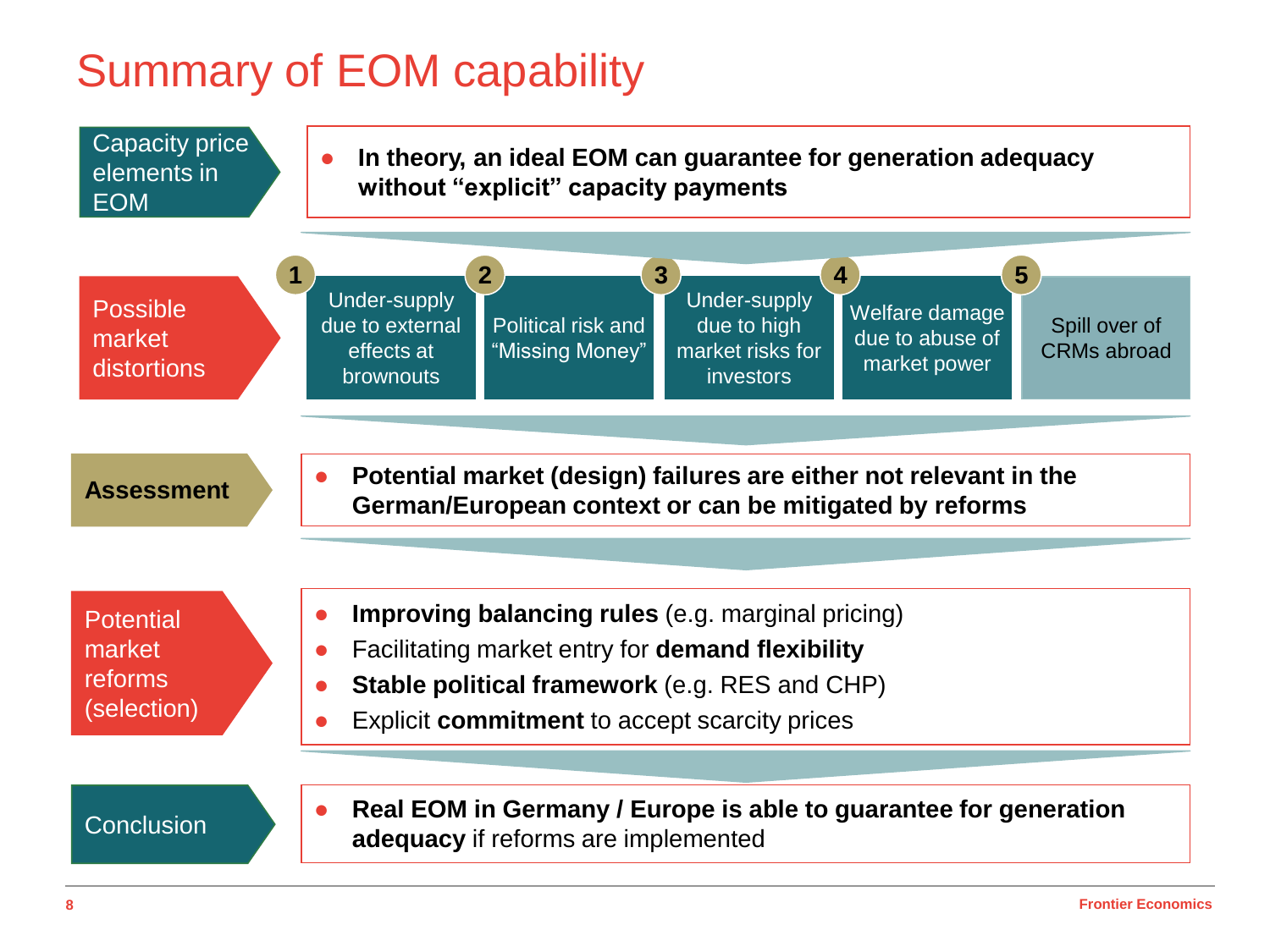# Summary of EOM capability

**Capacity price elements in EOM**

- **In theory, an ideal EOM can guarantee for generation adequacy without "explicit" capacity payments**

**Possible market distortions**

1. Under-supply due to external effects at brownouts
2. Political risk and "Missing Money"
3. Under-supply due to high market risks for investors
4. Welfare damage due to abuse of market power
5. Spill over of CRMs abroad

**Assessment**

- **Potential market (design) failures are either not relevant in the German/European context or can be mitigated by reforms**

**Potential market reforms (selection)**

- **Improving balancing rules** (e.g. marginal pricing)
- Facilitating market entry for **demand flexibility**
- **Stable political framework** (e.g. RES and CHP)
- Explicit **commitment** to accept scarcity prices

**Conclusion**

- **Real EOM in Germany / Europe is able to guarantee for generation adequacy** if reforms are implemented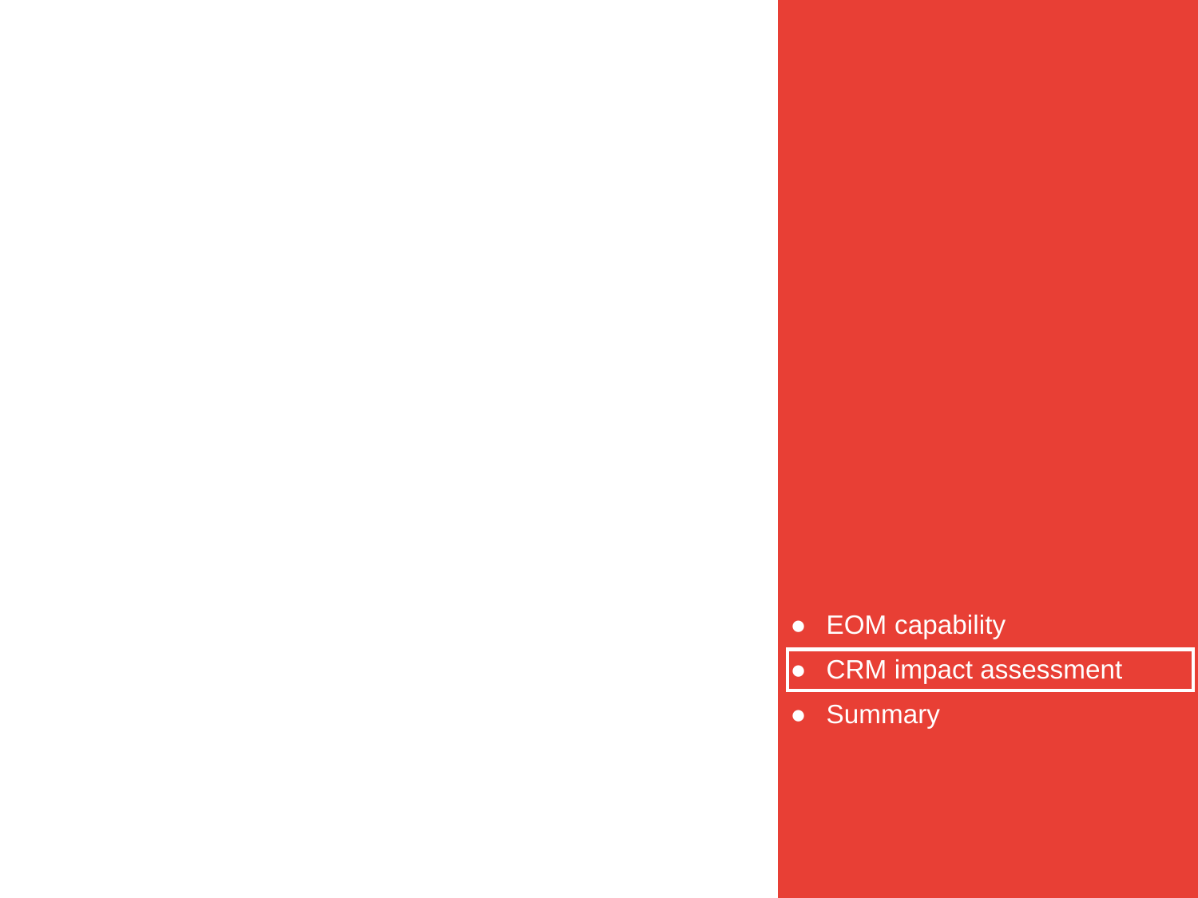- EOM capability
- **CRM impact assessment**
- Summary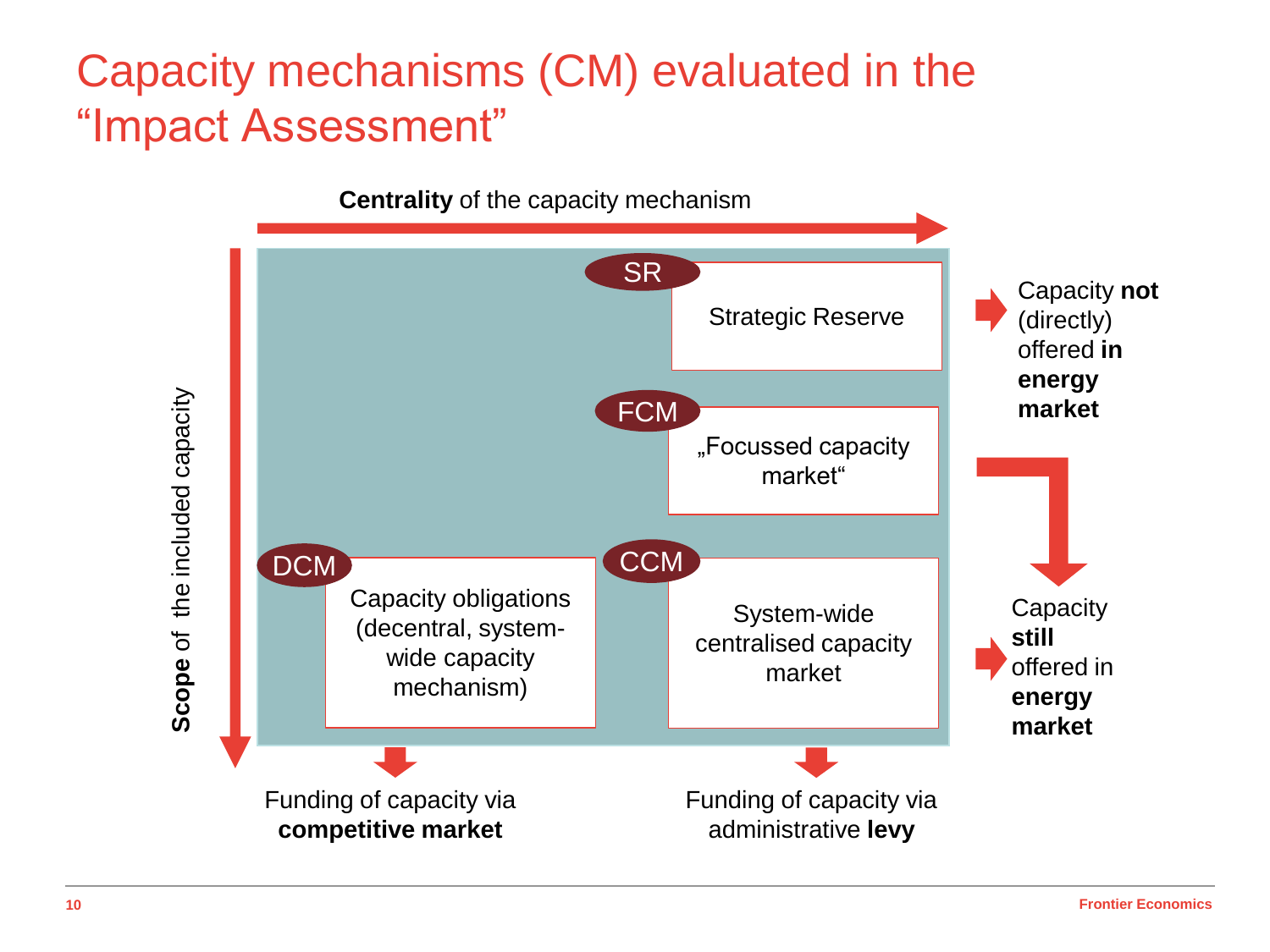# Capacity mechanisms (CM) evaluated in the "Impact Assessment"

**Centrality** of the capacity mechanism

**Scope** of the included capacity

- **SR** – Strategic Reserve
- **FCM** – „Focussed capacity market"
- **DCM** – Capacity obligations (decentral, system-wide capacity mechanism)
- **CCM** – System-wide centralised capacity market

Capacity **not** (directly) offered **in energy market**

Capacity **still** offered in **energy market**

Funding of capacity via **competitive market**

Funding of capacity via administrative **levy**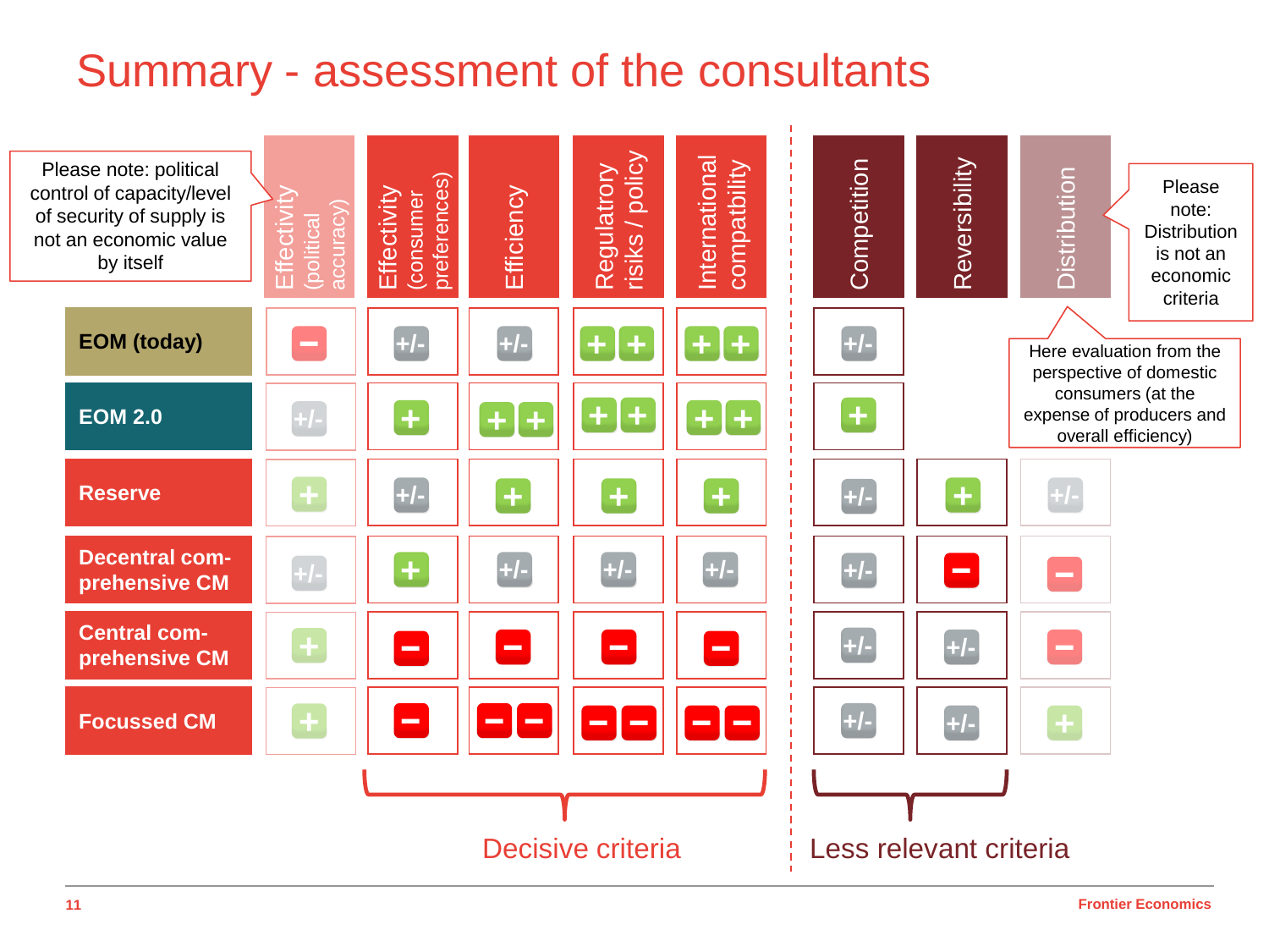# Summary - assessment of the consultants

| | Effectivity (political accuracy) | Effectivity (consumer preferences) | Efficiency | Regulatroy risiks / policy | International compatbility | Competition | Reversibility | Distribution |
|---|---|---|---|---|---|---|---|---|
| **EOM (today)** | – | +/- | +/- | ++ | ++ | +/- | | |
| **EOM 2.0** | +/- | + | ++ | ++ | ++ | + | | |
| **Reserve** | + | +/- | + | + | + | +/- | + | +/- |
| **Decentral comprehensive CM** | +/- | + | +/- | +/- | +/- | +/- | – | – |
| **Central comprehensive CM** | + | – | – | – | – | +/- | +/- | – |
| **Focussed CM** | + | – | – – | – – | – – | +/- | +/- | + |

Decisive criteria: Effectivity (consumer preferences), Efficiency, Regulatroy risiks / policy, International compatbility

Less relevant criteria: Competition, Reversibility

Please note: political control of capacity/level of security of supply is not an economic value by itself

Please note: Distribution is not an economic criteria

Here evaluation from the perspective of domestic consumers (at the expense of producers and overall efficiency)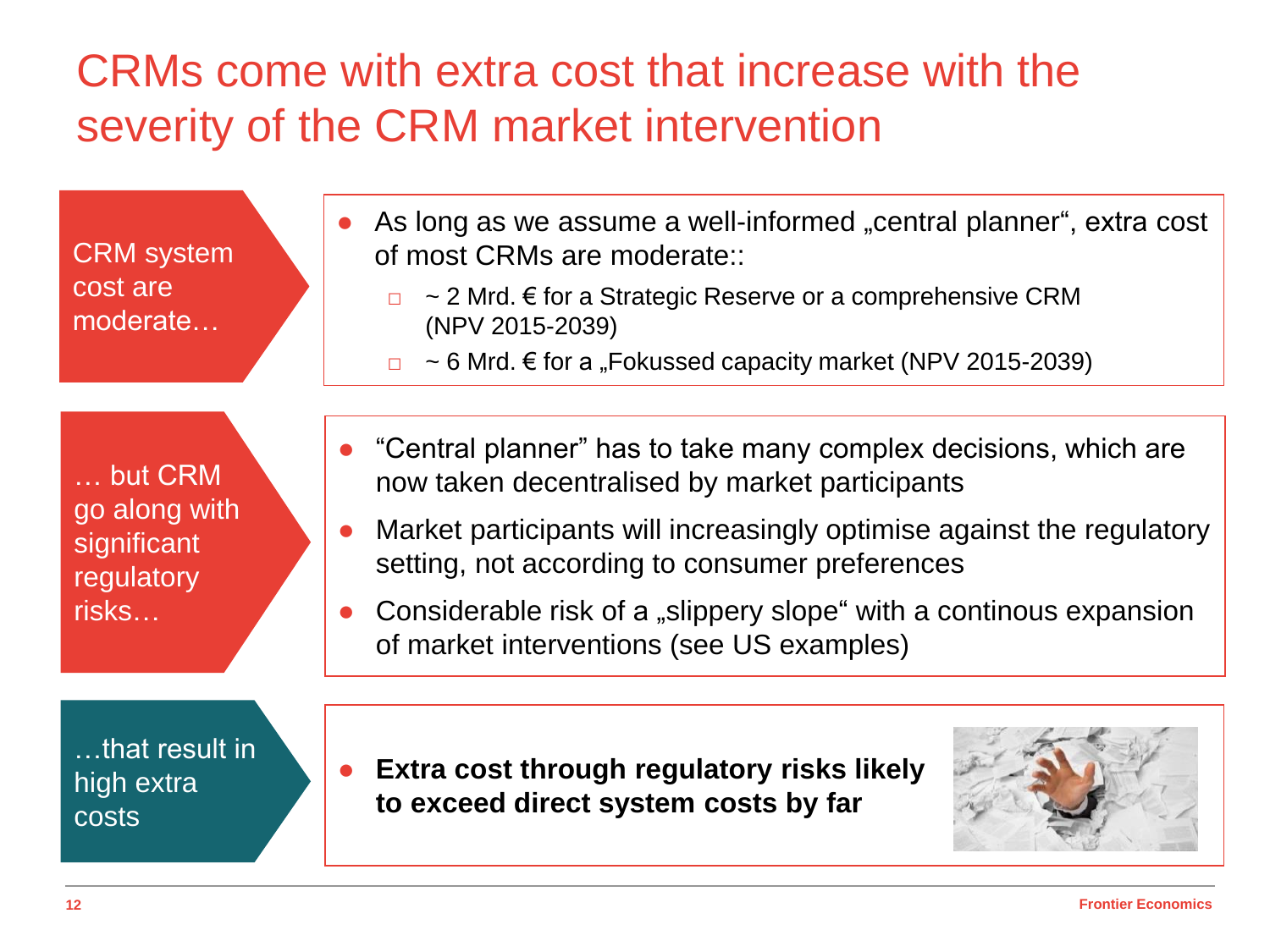# CRMs come with extra cost that increase with the severity of the CRM market intervention

**CRM system cost are moderate…**

- As long as we assume a well-informed „central planner", extra cost of most CRMs are moderate::
  - ~ 2 Mrd. € for a Strategic Reserve or a comprehensive CRM (NPV 2015-2039)
  - ~ 6 Mrd. € for a „Fokussed capacity market (NPV 2015-2039)

**… but CRM go along with significant regulatory risks…**

- "Central planner" has to take many complex decisions, which are now taken decentralised by market participants
- Market participants will increasingly optimise against the regulatory setting, not according to consumer preferences
- Considerable risk of a „slippery slope" with a continous expansion of market interventions (see US examples)

**…that result in high extra costs**

- **Extra cost through regulatory risks likely to exceed direct system costs by far**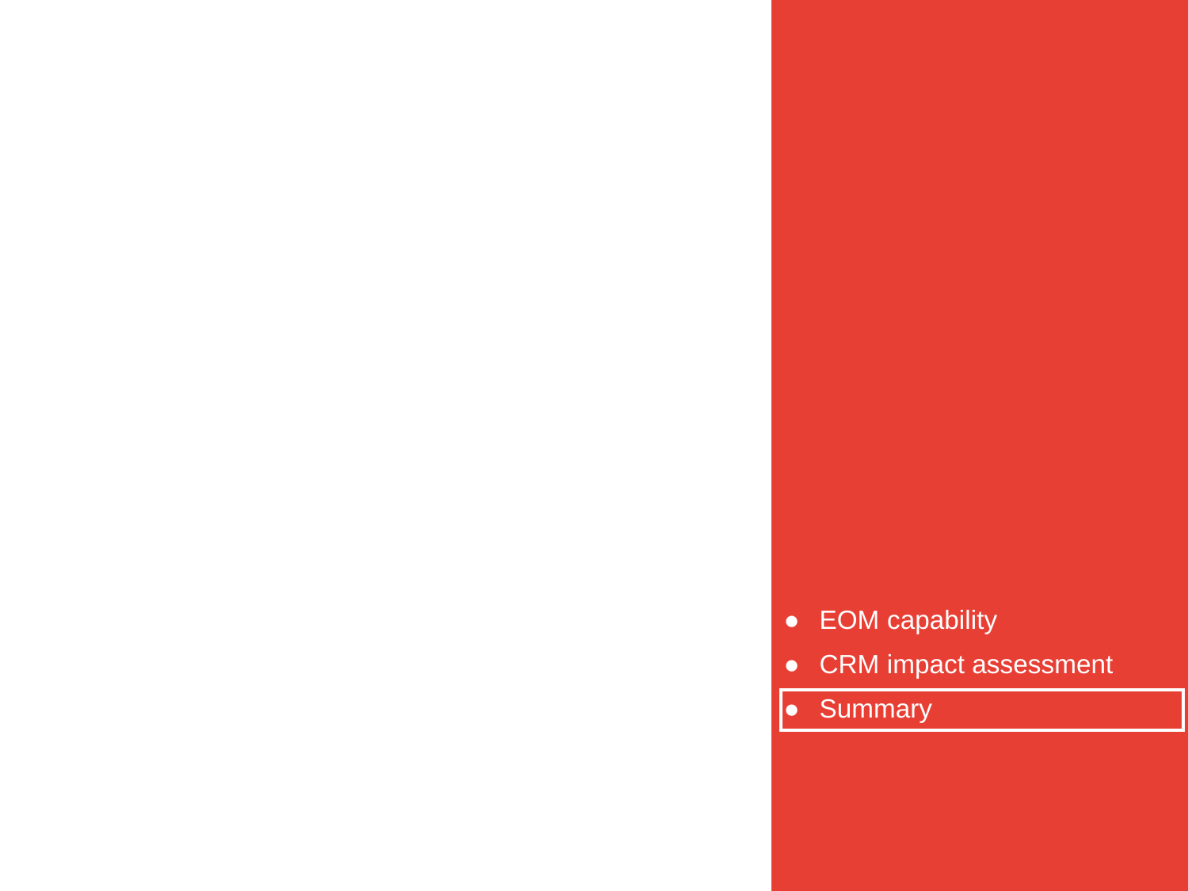- EOM capability
- CRM impact assessment
- Summary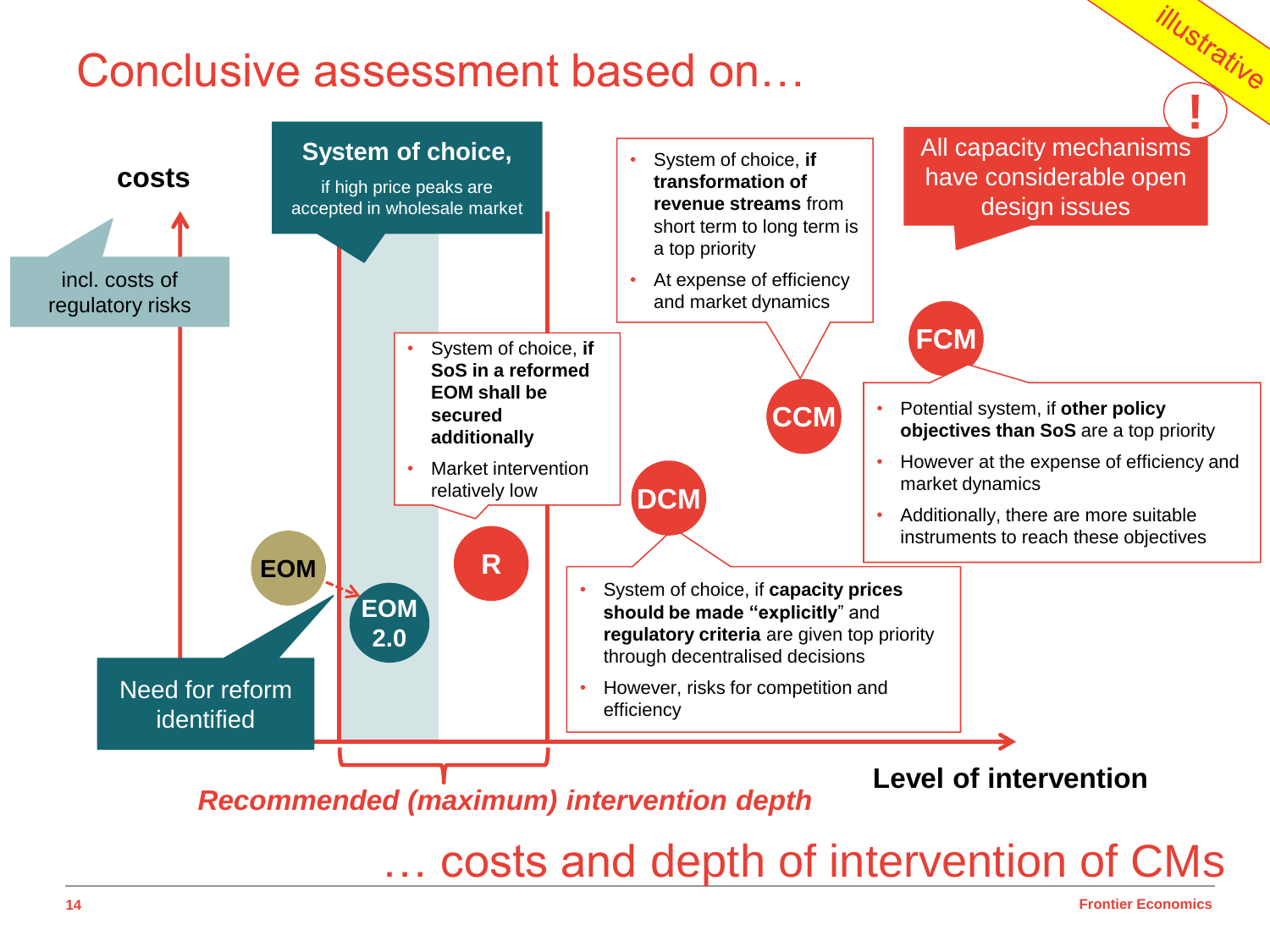# Conclusive assessment based on…

*illustrative*

**All capacity mechanisms have considerable open design issues**

**costs**

incl. costs of regulatory risks

**System of choice,** if high price peaks are accepted in wholesale market

**EOM**

**EOM 2.0**

Need for reform identified

**R**

- System of choice, **if SoS in a reformed EOM shall be secured additionally**
- Market intervention relatively low

**CCM**

- System of choice, **if transformation of revenue streams** from short term to long term is a top priority
- At expense of efficiency and market dynamics

**DCM**

- System of choice, if **capacity prices should be made "explicitly"** and **regulatory criteria** are given top priority through decentralised decisions
- However, risks for competition and efficiency

**FCM**

- Potential system, if **other policy objectives than SoS** are a top priority
- However at the expense of efficiency and market dynamics
- Additionally, there are more suitable instruments to reach these objectives

**Level of intervention**

*Recommended (maximum) intervention depth*

… costs and depth of intervention of CMs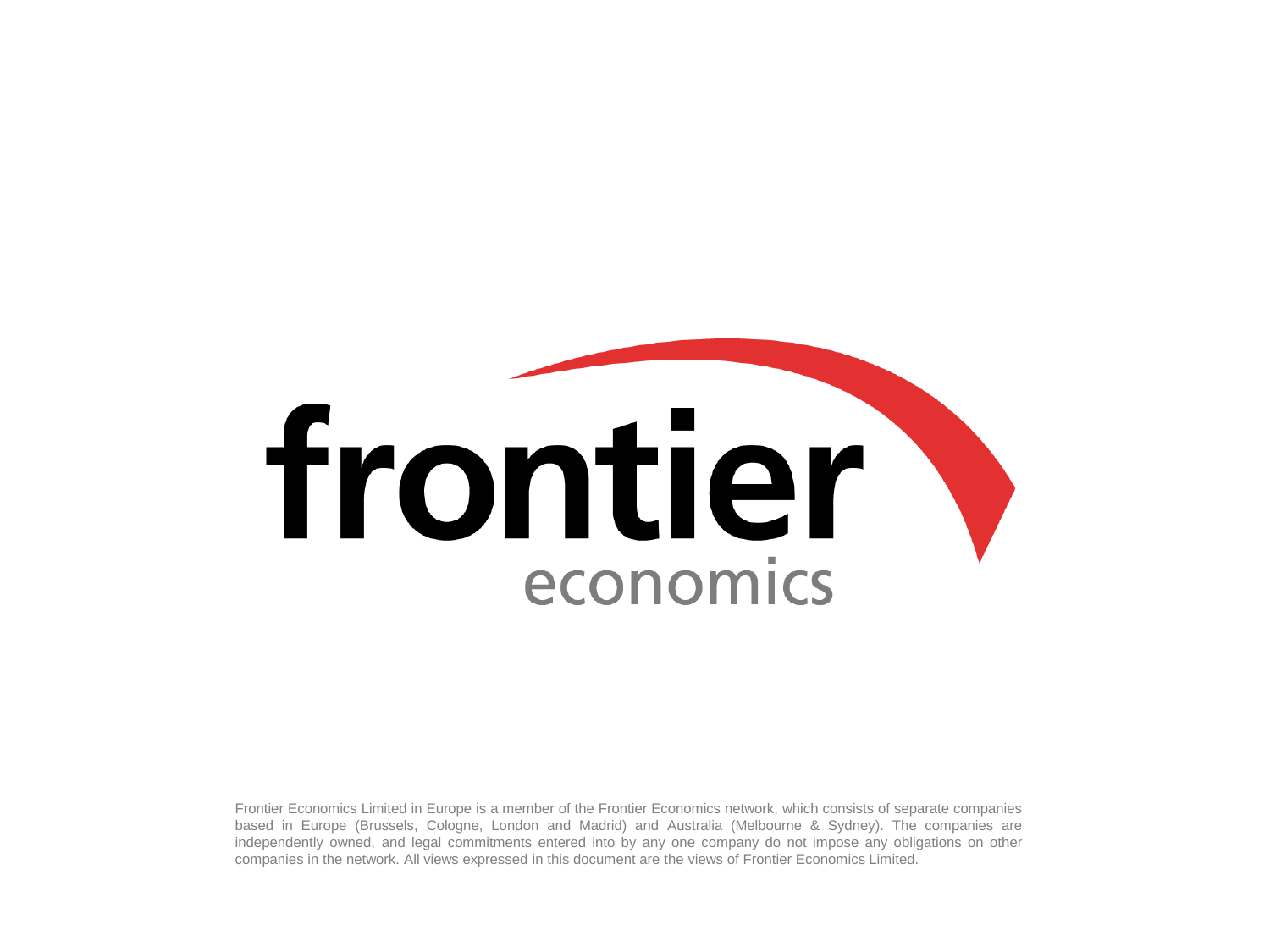frontier economics

Frontier Economics Limited in Europe is a member of the Frontier Economics network, which consists of separate companies based in Europe (Brussels, Cologne, London and Madrid) and Australia (Melbourne & Sydney). The companies are independently owned, and legal commitments entered into by any one company do not impose any obligations on other companies in the network. All views expressed in this document are the views of Frontier Economics Limited.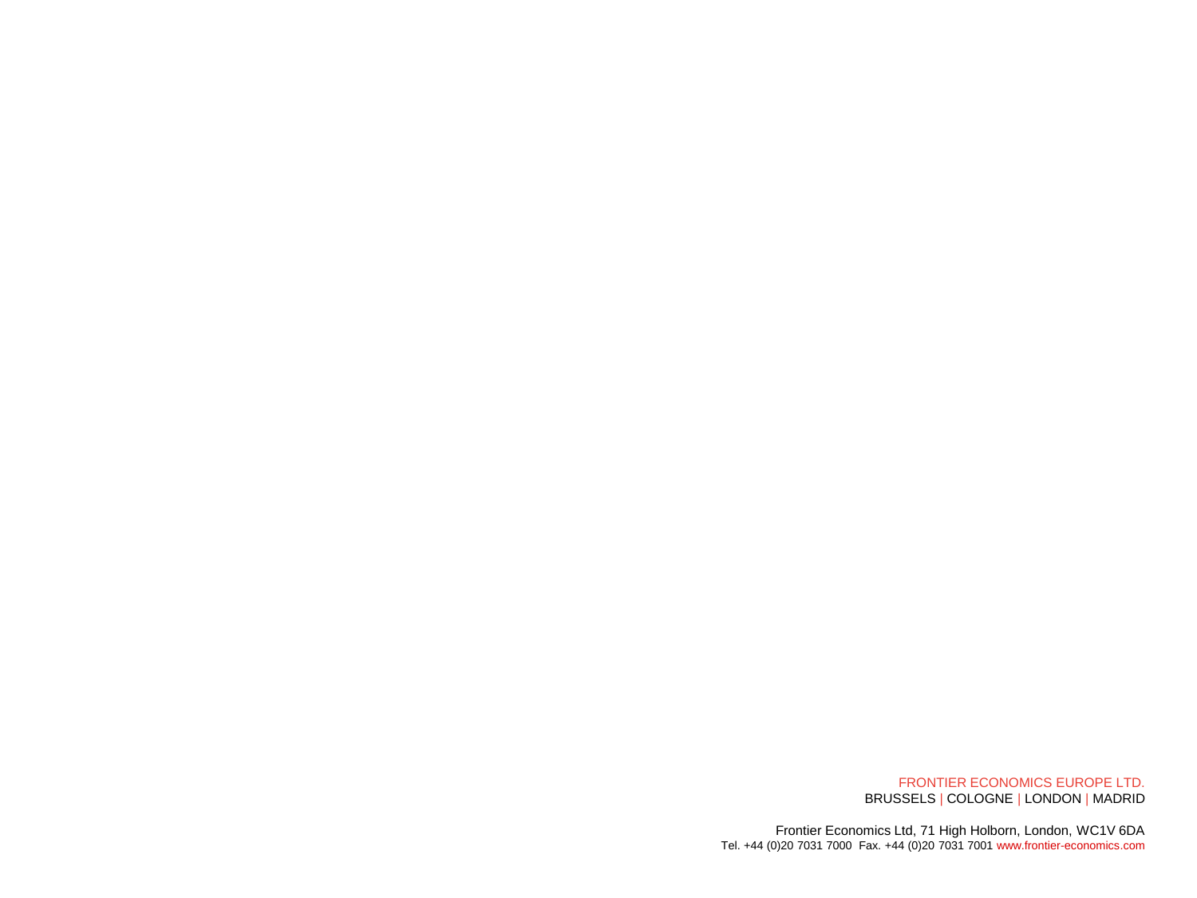FRONTIER ECONOMICS EUROPE LTD.
BRUSSELS | COLOGNE | LONDON | MADRID

Frontier Economics Ltd, 71 High Holborn, London, WC1V 6DA
Tel. +44 (0)20 7031 7000 Fax. +44 (0)20 7031 7001 www.frontier-economics.com